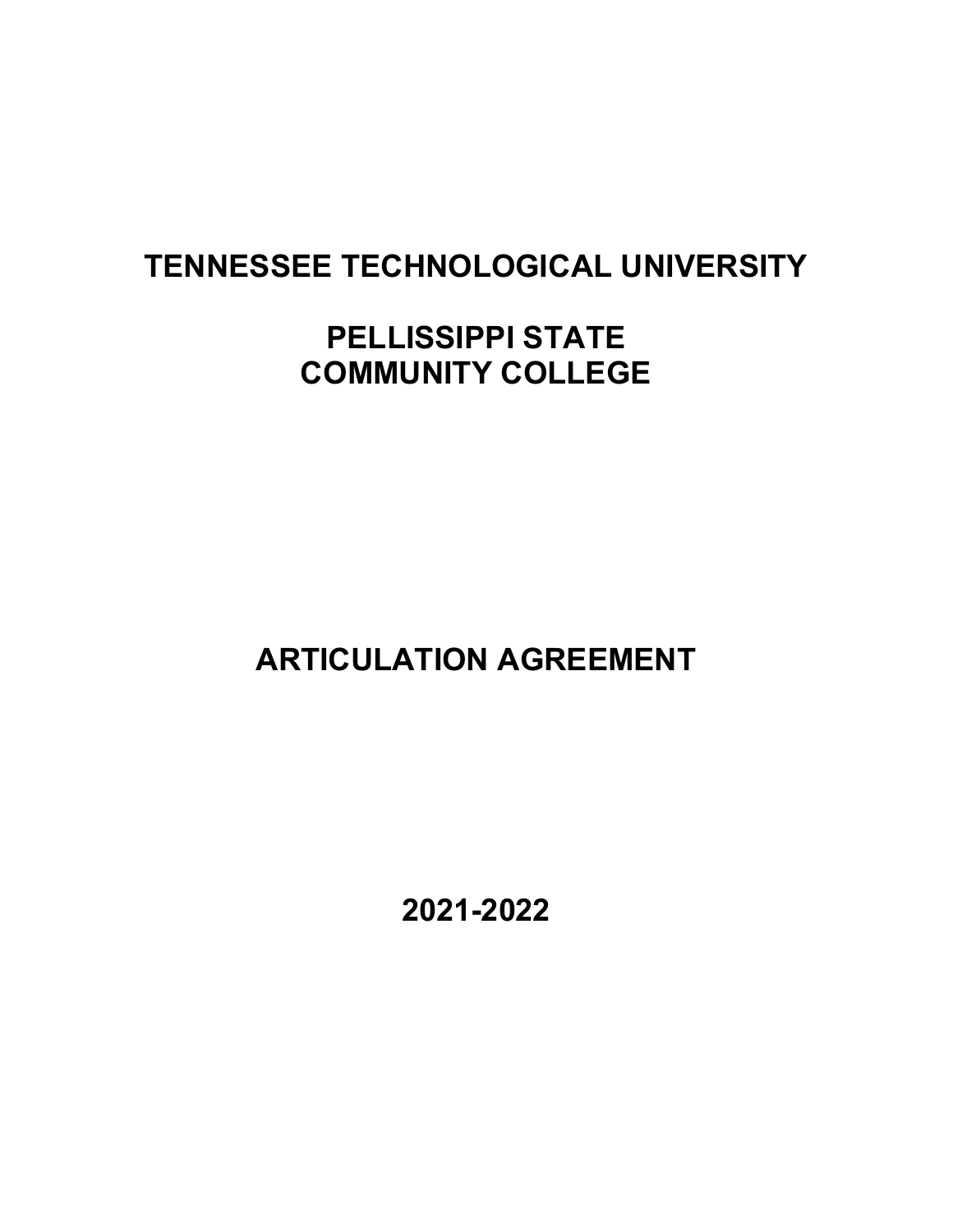# TENNESSEE TECHNOLOGICAL UNIVERSITY

# PELLISSIPPI STATE COMMUNITY COLLEGE

# ARTICULATION AGREEMENT

# 2021-2022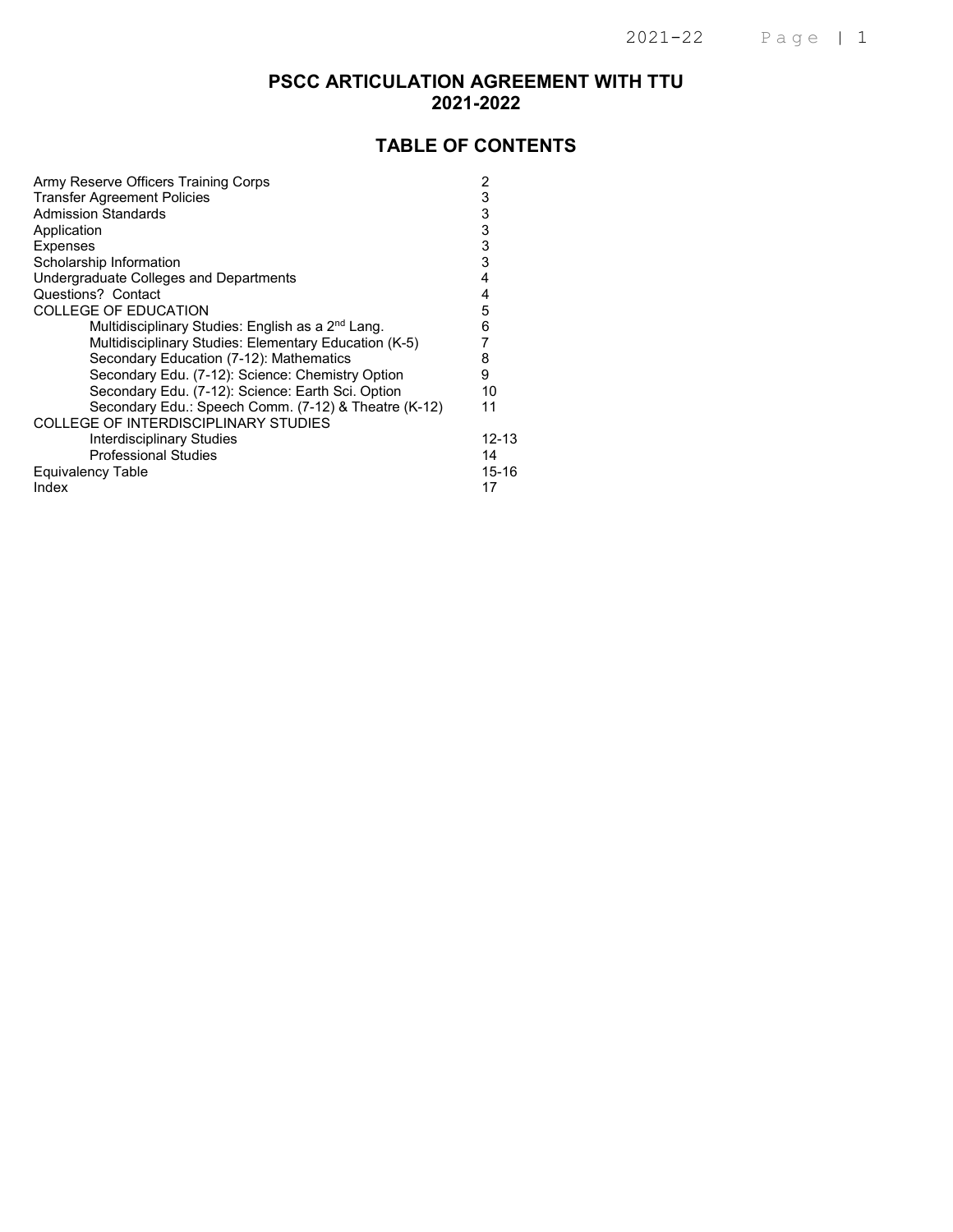# PSCC ARTICULATION AGREEMENT WITH TTU
# 2021-2022

## TABLE OF CONTENTS

| | |
|---|---|
| Army Reserve Officers Training Corps | 2 |
| Transfer Agreement Policies | 3 |
| Admission Standards | 3 |
| Application | 3 |
| Expenses | 3 |
| Scholarship Information | 3 |
| Undergraduate Colleges and Departments | 4 |
| Questions? Contact | 4 |
| COLLEGE OF EDUCATION | 5 |
| Multidisciplinary Studies: English as a 2nd Lang. | 6 |
| Multidisciplinary Studies: Elementary Education (K-5) | 7 |
| Secondary Education (7-12): Mathematics | 8 |
| Secondary Edu. (7-12): Science: Chemistry Option | 9 |
| Secondary Edu. (7-12): Science: Earth Sci. Option | 10 |
| Secondary Edu.: Speech Comm. (7-12) & Theatre (K-12) | 11 |
| COLLEGE OF INTERDISCIPLINARY STUDIES | |
| Interdisciplinary Studies | 12-13 |
| Professional Studies | 14 |
| Equivalency Table | 15-16 |
| Index | 17 |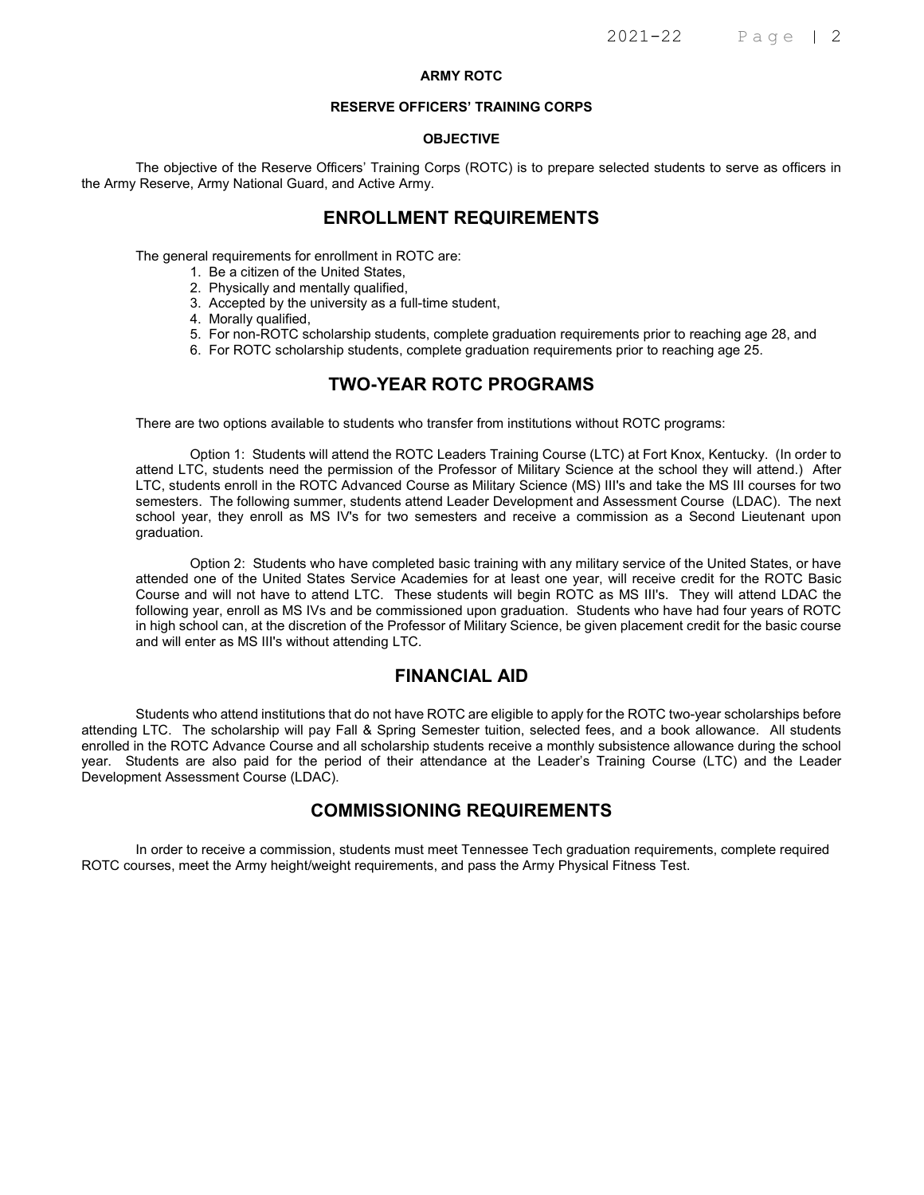# ARMY ROTC

## RESERVE OFFICERS' TRAINING CORPS

### OBJECTIVE

The objective of the Reserve Officers' Training Corps (ROTC) is to prepare selected students to serve as officers in the Army Reserve, Army National Guard, and Active Army.

## ENROLLMENT REQUIREMENTS

The general requirements for enrollment in ROTC are:

1. Be a citizen of the United States,
2. Physically and mentally qualified,
3. Accepted by the university as a full-time student,
4. Morally qualified,
5. For non-ROTC scholarship students, complete graduation requirements prior to reaching age 28, and
6. For ROTC scholarship students, complete graduation requirements prior to reaching age 25.

## TWO-YEAR ROTC PROGRAMS

There are two options available to students who transfer from institutions without ROTC programs:

Option 1: Students will attend the ROTC Leaders Training Course (LTC) at Fort Knox, Kentucky. (In order to attend LTC, students need the permission of the Professor of Military Science at the school they will attend.) After LTC, students enroll in the ROTC Advanced Course as Military Science (MS) III's and take the MS III courses for two semesters. The following summer, students attend Leader Development and Assessment Course (LDAC). The next school year, they enroll as MS IV's for two semesters and receive a commission as a Second Lieutenant upon graduation.

Option 2: Students who have completed basic training with any military service of the United States, or have attended one of the United States Service Academies for at least one year, will receive credit for the ROTC Basic Course and will not have to attend LTC. These students will begin ROTC as MS III's. They will attend LDAC the following year, enroll as MS IVs and be commissioned upon graduation. Students who have had four years of ROTC in high school can, at the discretion of the Professor of Military Science, be given placement credit for the basic course and will enter as MS III's without attending LTC.

## FINANCIAL AID

Students who attend institutions that do not have ROTC are eligible to apply for the ROTC two-year scholarships before attending LTC. The scholarship will pay Fall & Spring Semester tuition, selected fees, and a book allowance. All students enrolled in the ROTC Advance Course and all scholarship students receive a monthly subsistence allowance during the school year. Students are also paid for the period of their attendance at the Leader's Training Course (LTC) and the Leader Development Assessment Course (LDAC).

## COMMISSIONING REQUIREMENTS

In order to receive a commission, students must meet Tennessee Tech graduation requirements, complete required ROTC courses, meet the Army height/weight requirements, and pass the Army Physical Fitness Test.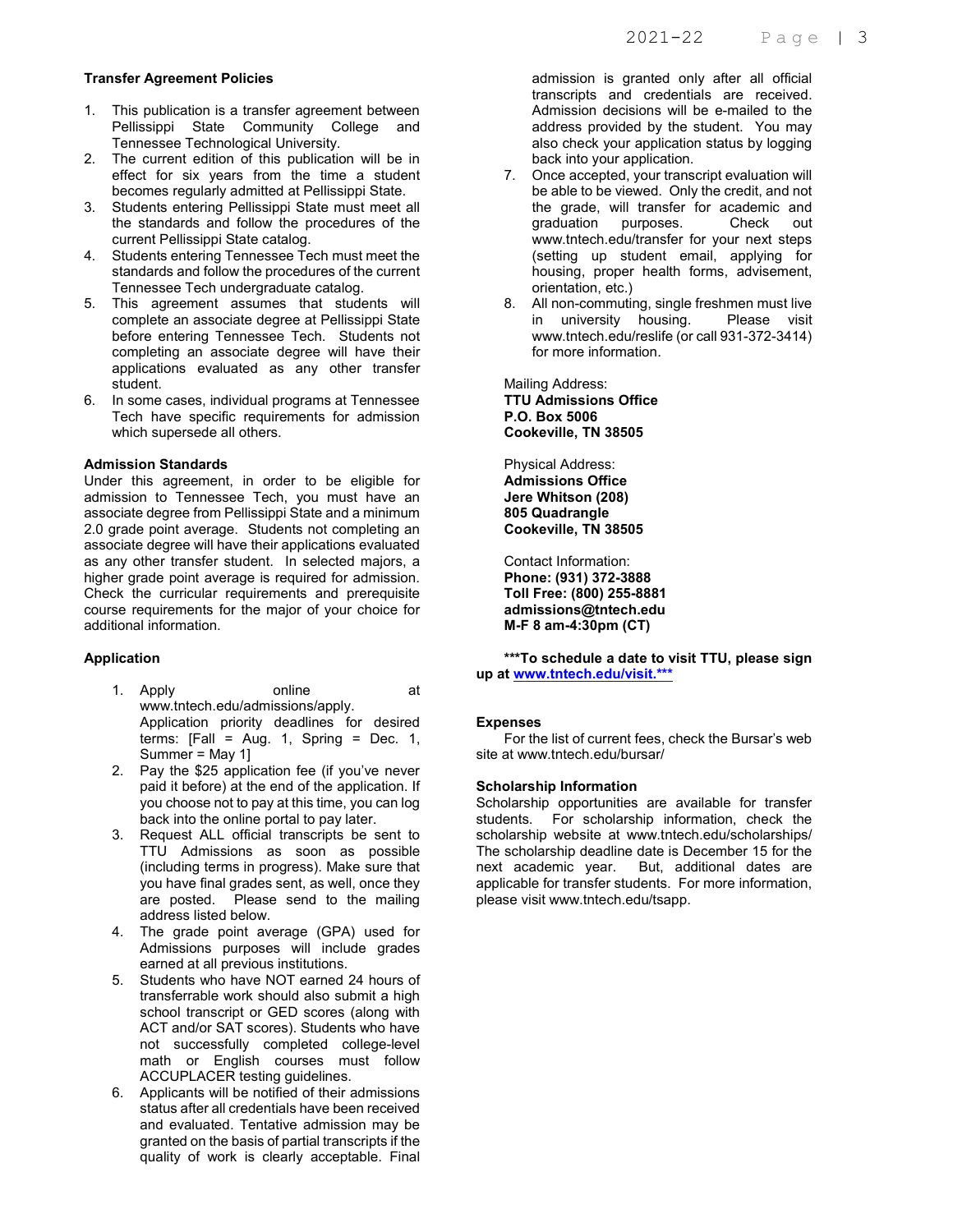### Transfer Agreement Policies

1. This publication is a transfer agreement between Pellissippi State Community College and Tennessee Technological University.
2. The current edition of this publication will be in effect for six years from the time a student becomes regularly admitted at Pellissippi State.
3. Students entering Pellissippi State must meet all the standards and follow the procedures of the current Pellissippi State catalog.
4. Students entering Tennessee Tech must meet the standards and follow the procedures of the current Tennessee Tech undergraduate catalog.
5. This agreement assumes that students will complete an associate degree at Pellissippi State before entering Tennessee Tech. Students not completing an associate degree will have their applications evaluated as any other transfer student.
6. In some cases, individual programs at Tennessee Tech have specific requirements for admission which supersede all others.

### Admission Standards

Under this agreement, in order to be eligible for admission to Tennessee Tech, you must have an associate degree from Pellissippi State and a minimum 2.0 grade point average. Students not completing an associate degree will have their applications evaluated as any other transfer student. In selected majors, a higher grade point average is required for admission. Check the curricular requirements and prerequisite course requirements for the major of your choice for additional information.

### Application

1. Apply online at www.tntech.edu/admissions/apply. Application priority deadlines for desired terms: [Fall = Aug. 1, Spring = Dec. 1, Summer = May 1]
2. Pay the $25 application fee (if you've never paid it before) at the end of the application. If you choose not to pay at this time, you can log back into the online portal to pay later.
3. Request ALL official transcripts be sent to TTU Admissions as soon as possible (including terms in progress). Make sure that you have final grades sent, as well, once they are posted. Please send to the mailing address listed below.
4. The grade point average (GPA) used for Admissions purposes will include grades earned at all previous institutions.
5. Students who have NOT earned 24 hours of transferrable work should also submit a high school transcript or GED scores (along with ACT and/or SAT scores). Students who have not successfully completed college-level math or English courses must follow ACCUPLACER testing guidelines.
6. Applicants will be notified of their admissions status after all credentials have been received and evaluated. Tentative admission may be granted on the basis of partial transcripts if the quality of work is clearly acceptable. Final admission is granted only after all official transcripts and credentials are received. Admission decisions will be e-mailed to the address provided by the student. You may also check your application status by logging back into your application.
7. Once accepted, your transcript evaluation will be able to be viewed. Only the credit, and not the grade, will transfer for academic and graduation purposes. Check out www.tntech.edu/transfer for your next steps (setting up student email, applying for housing, proper health forms, advisement, orientation, etc.)
8. All non-commuting, single freshmen must live in university housing. Please visit www.tntech.edu/reslife (or call 931-372-3414) for more information.

Mailing Address:
**TTU Admissions Office**
**P.O. Box 5006**
**Cookeville, TN 38505**

Physical Address:
**Admissions Office**
**Jere Whitson (208)**
**805 Quadrangle**
**Cookeville, TN 38505**

Contact Information:
**Phone: (931) 372-3888**
**Toll Free: (800) 255-8881**
**admissions@tntech.edu**
**M-F 8 am-4:30pm (CT)**

**\*\*\*To schedule a date to visit TTU, please sign up at www.tntech.edu/visit.\*\*\***

### Expenses

For the list of current fees, check the Bursar's web site at www.tntech.edu/bursar/

### Scholarship Information

Scholarship opportunities are available for transfer students. For scholarship information, check the scholarship website at www.tntech.edu/scholarships/ The scholarship deadline date is December 15 for the next academic year. But, additional dates are applicable for transfer students. For more information, please visit www.tntech.edu/tsapp.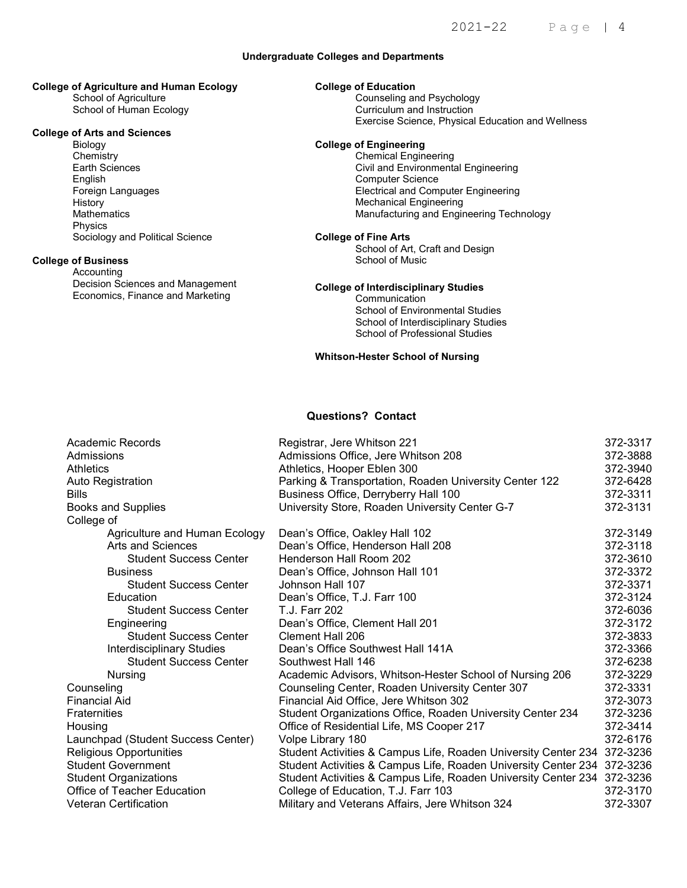## Undergraduate Colleges and Departments

**College of Agriculture and Human Ecology**
- School of Agriculture
- School of Human Ecology

**College of Arts and Sciences**
- Biology
- Chemistry
- Earth Sciences
- English
- Foreign Languages
- History
- Mathematics
- Physics
- Sociology and Political Science

**College of Business**
- Accounting
- Decision Sciences and Management
- Economics, Finance and Marketing

**College of Education**
- Counseling and Psychology
- Curriculum and Instruction
- Exercise Science, Physical Education and Wellness

**College of Engineering**
- Chemical Engineering
- Civil and Environmental Engineering
- Computer Science
- Electrical and Computer Engineering
- Mechanical Engineering
- Manufacturing and Engineering Technology

**College of Fine Arts**
- School of Art, Craft and Design
- School of Music

**College of Interdisciplinary Studies**
- Communication
- School of Environmental Studies
- School of Interdisciplinary Studies
- School of Professional Studies

**Whitson-Hester School of Nursing**

## Questions? Contact

| | | |
|---|---|---|
| Academic Records | Registrar, Jere Whitson 221 | 372-3317 |
| Admissions | Admissions Office, Jere Whitson 208 | 372-3888 |
| Athletics | Athletics, Hooper Eblen 300 | 372-3940 |
| Auto Registration | Parking & Transportation, Roaden University Center 122 | 372-6428 |
| Bills | Business Office, Derryberry Hall 100 | 372-3311 |
| Books and Supplies | University Store, Roaden University Center G-7 | 372-3131 |
| College of | | |
| Agriculture and Human Ecology | Dean's Office, Oakley Hall 102 | 372-3149 |
| Arts and Sciences | Dean's Office, Henderson Hall 208 | 372-3118 |
| Student Success Center | Henderson Hall Room 202 | 372-3610 |
| Business | Dean's Office, Johnson Hall 101 | 372-3372 |
| Student Success Center | Johnson Hall 107 | 372-3371 |
| Education | Dean's Office, T.J. Farr 100 | 372-3124 |
| Student Success Center | T.J. Farr 202 | 372-6036 |
| Engineering | Dean's Office, Clement Hall 201 | 372-3172 |
| Student Success Center | Clement Hall 206 | 372-3833 |
| Interdisciplinary Studies | Dean's Office Southwest Hall 141A | 372-3366 |
| Student Success Center | Southwest Hall 146 | 372-6238 |
| Nursing | Academic Advisors, Whitson-Hester School of Nursing 206 | 372-3229 |
| Counseling | Counseling Center, Roaden University Center 307 | 372-3331 |
| Financial Aid | Financial Aid Office, Jere Whitson 302 | 372-3073 |
| Fraternities | Student Organizations Office, Roaden University Center 234 | 372-3236 |
| Housing | Office of Residential Life, MS Cooper 217 | 372-3414 |
| Launchpad (Student Success Center) | Volpe Library 180 | 372-6176 |
| Religious Opportunities | Student Activities & Campus Life, Roaden University Center 234 | 372-3236 |
| Student Government | Student Activities & Campus Life, Roaden University Center 234 | 372-3236 |
| Student Organizations | Student Activities & Campus Life, Roaden University Center 234 | 372-3236 |
| Office of Teacher Education | College of Education, T.J. Farr 103 | 372-3170 |
| Veteran Certification | Military and Veterans Affairs, Jere Whitson 324 | 372-3307 |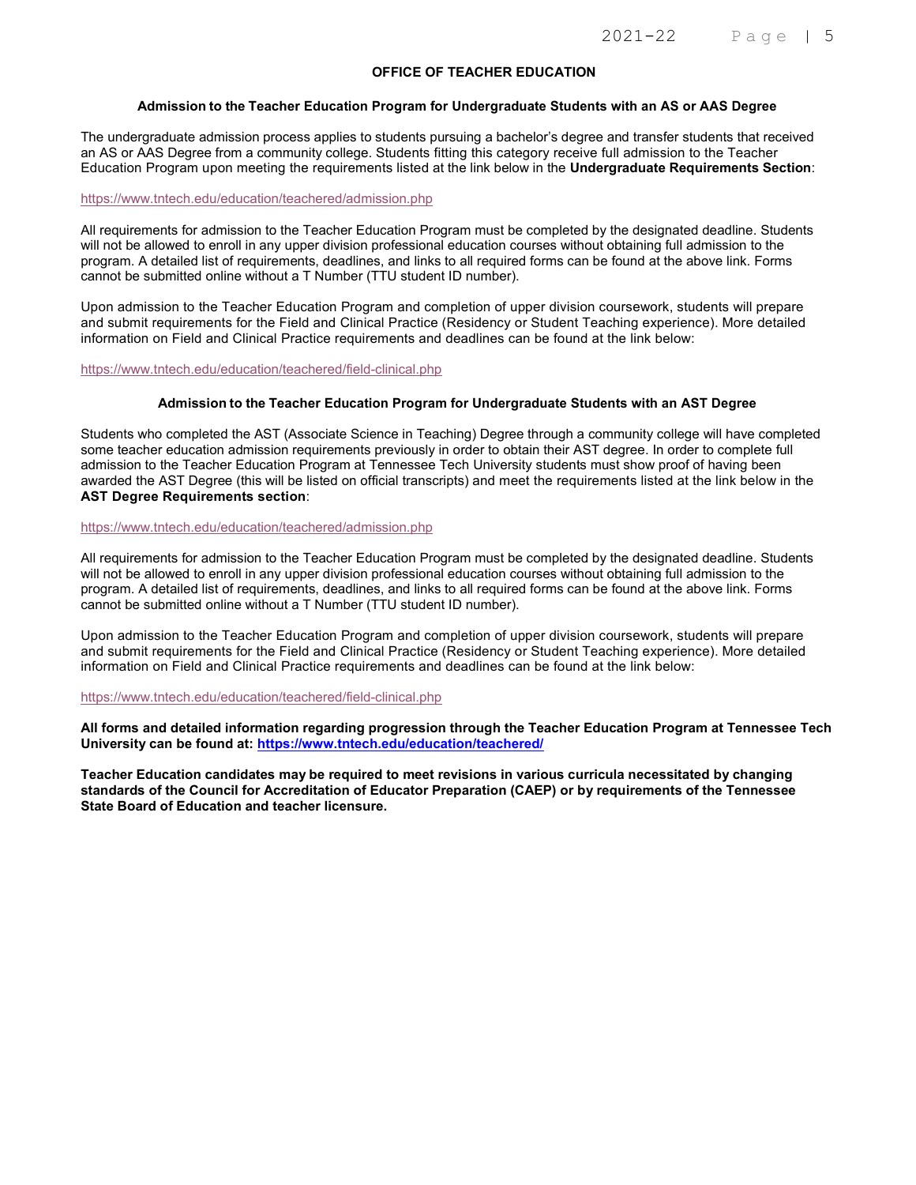## OFFICE OF TEACHER EDUCATION

### Admission to the Teacher Education Program for Undergraduate Students with an AS or AAS Degree

The undergraduate admission process applies to students pursuing a bachelor's degree and transfer students that received an AS or AAS Degree from a community college. Students fitting this category receive full admission to the Teacher Education Program upon meeting the requirements listed at the link below in the **Undergraduate Requirements Section**:

https://www.tntech.edu/education/teachered/admission.php

All requirements for admission to the Teacher Education Program must be completed by the designated deadline. Students will not be allowed to enroll in any upper division professional education courses without obtaining full admission to the program. A detailed list of requirements, deadlines, and links to all required forms can be found at the above link. Forms cannot be submitted online without a T Number (TTU student ID number).

Upon admission to the Teacher Education Program and completion of upper division coursework, students will prepare and submit requirements for the Field and Clinical Practice (Residency or Student Teaching experience). More detailed information on Field and Clinical Practice requirements and deadlines can be found at the link below:

https://www.tntech.edu/education/teachered/field-clinical.php

### Admission to the Teacher Education Program for Undergraduate Students with an AST Degree

Students who completed the AST (Associate Science in Teaching) Degree through a community college will have completed some teacher education admission requirements previously in order to obtain their AST degree. In order to complete full admission to the Teacher Education Program at Tennessee Tech University students must show proof of having been awarded the AST Degree (this will be listed on official transcripts) and meet the requirements listed at the link below in the **AST Degree Requirements section**:

https://www.tntech.edu/education/teachered/admission.php

All requirements for admission to the Teacher Education Program must be completed by the designated deadline. Students will not be allowed to enroll in any upper division professional education courses without obtaining full admission to the program. A detailed list of requirements, deadlines, and links to all required forms can be found at the above link. Forms cannot be submitted online without a T Number (TTU student ID number).

Upon admission to the Teacher Education Program and completion of upper division coursework, students will prepare and submit requirements for the Field and Clinical Practice (Residency or Student Teaching experience). More detailed information on Field and Clinical Practice requirements and deadlines can be found at the link below:

https://www.tntech.edu/education/teachered/field-clinical.php

**All forms and detailed information regarding progression through the Teacher Education Program at Tennessee Tech University can be found at: https://www.tntech.edu/education/teachered/**

**Teacher Education candidates may be required to meet revisions in various curricula necessitated by changing standards of the Council for Accreditation of Educator Preparation (CAEP) or by requirements of the Tennessee State Board of Education and teacher licensure.**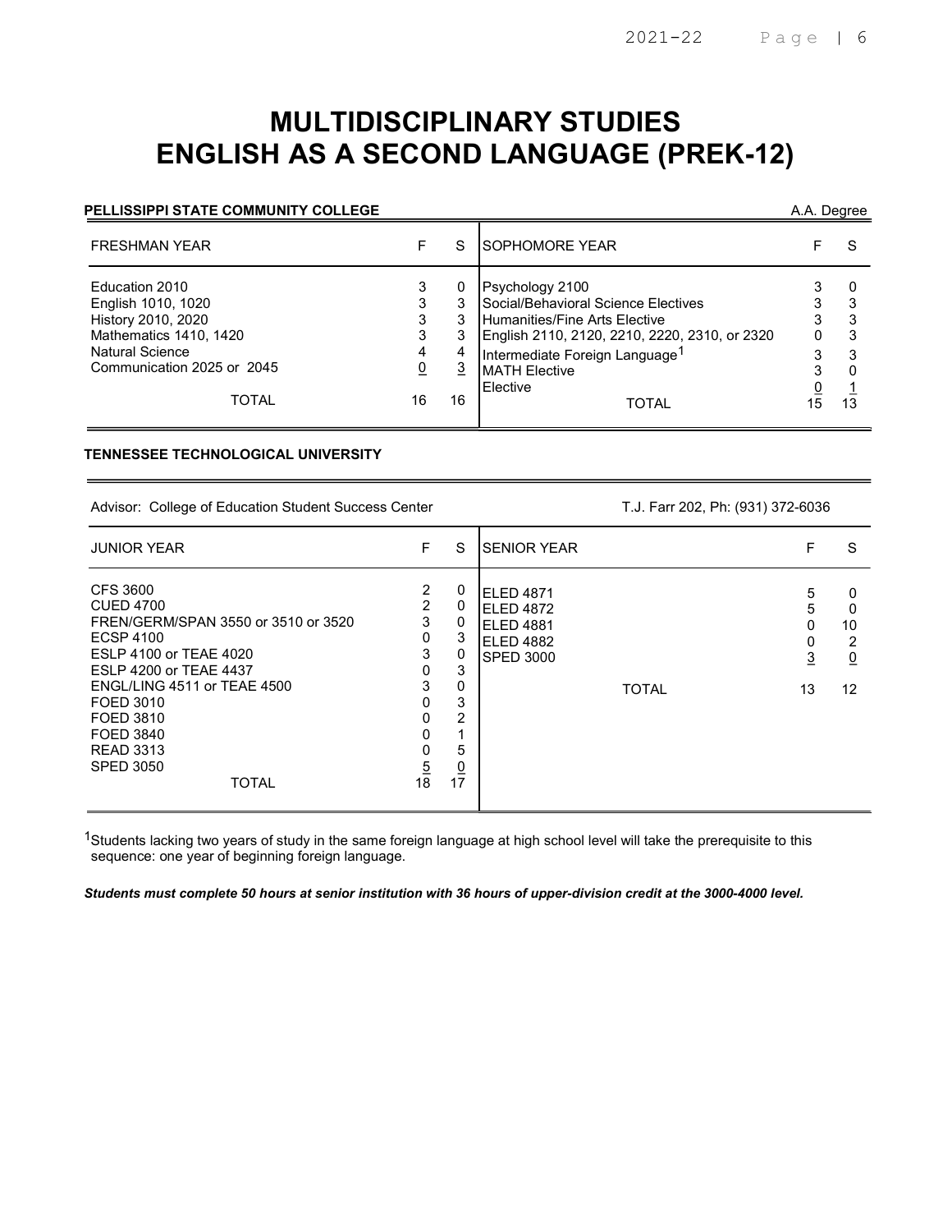# MULTIDISCIPLINARY STUDIES
# ENGLISH AS A SECOND LANGUAGE (PREK-12)

**PELLISSIPPI STATE COMMUNITY COLLEGE** — A.A. Degree

| FRESHMAN YEAR | F | S | SOPHOMORE YEAR | F | S |
|---|---|---|---|---|---|
| Education 2010 | 3 | 0 | Psychology 2100 | 3 | 0 |
| English 1010, 1020 | 3 | 3 | Social/Behavioral Science Electives | 3 | 3 |
| History 2010, 2020 | 3 | 3 | Humanities/Fine Arts Elective | 3 | 3 |
| Mathematics 1410, 1420 | 3 | 3 | English 2110, 2120, 2210, 2220, 2310, or 2320 | 0 | 3 |
| Natural Science | 4 | 4 | Intermediate Foreign Language[1] | 3 | 3 |
| Communication 2025 or 2045 | 0 | 3 | MATH Elective | 3 | 0 |
| | | | Elective | 0 | 1 |
| TOTAL | 16 | 16 | TOTAL | 15 | 13 |

**TENNESSEE TECHNOLOGICAL UNIVERSITY**

Advisor: College of Education Student Success Center — T.J. Farr 202, Ph: (931) 372-6036

| JUNIOR YEAR | F | S | SENIOR YEAR | F | S |
|---|---|---|---|---|---|
| CFS 3600 | 2 | 0 | ELED 4871 | 5 | 0 |
| CUED 4700 | 2 | 0 | ELED 4872 | 5 | 0 |
| FREN/GERM/SPAN 3550 or 3510 or 3520 | 3 | 0 | ELED 4881 | 0 | 10 |
| ECSP 4100 | 0 | 3 | ELED 4882 | 0 | 2 |
| ESLP 4100 or TEAE 4020 | 3 | 0 | SPED 3000 | 3 | 0 |
| ESLP 4200 or TEAE 4437 | 0 | 3 | | | |
| ENGL/LING 4511 or TEAE 4500 | 3 | 0 | TOTAL | 13 | 12 |
| FOED 3010 | 0 | 3 | | | |
| FOED 3810 | 0 | 2 | | | |
| FOED 3840 | 0 | 1 | | | |
| READ 3313 | 0 | 5 | | | |
| SPED 3050 | 5 | 0 | | | |
| TOTAL | 18 | 17 | | | |

[1]Students lacking two years of study in the same foreign language at high school level will take the prerequisite to this sequence: one year of beginning foreign language.

***Students must complete 50 hours at senior institution with 36 hours of upper-division credit at the 3000-4000 level.***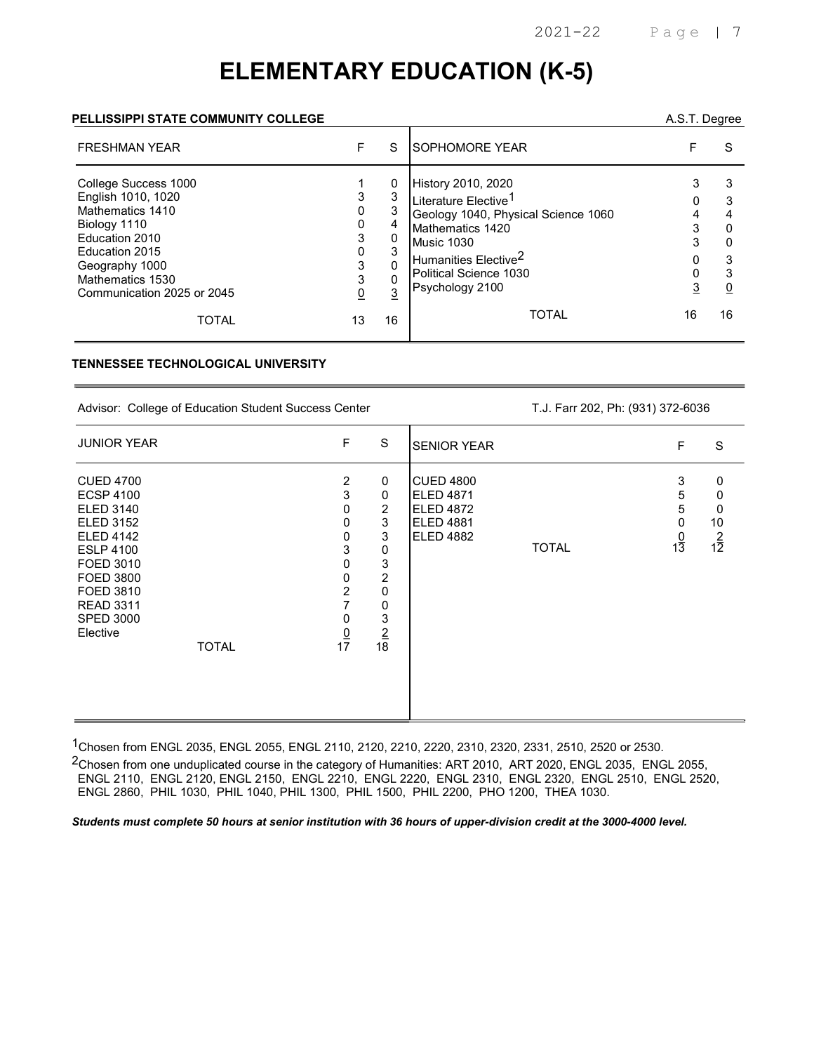# ELEMENTARY EDUCATION (K-5)

**PELLISSIPPI STATE COMMUNITY COLLEGE** A.S.T. Degree

| FRESHMAN YEAR | F | S | SOPHOMORE YEAR | F | S |
|---|---|---|---|---|---|
| College Success 1000 | 1 | 0 | History 2010, 2020 | 3 | 3 |
| English 1010, 1020 | 3 | 3 | Literature Elective[1] | 0 | 3 |
| Mathematics 1410 | 0 | 3 | Geology 1040, Physical Science 1060 | 4 | 4 |
| Biology 1110 | 0 | 4 | Mathematics 1420 | 3 | 0 |
| Education 2010 | 3 | 0 | Music 1030 | 3 | 0 |
| Education 2015 | 0 | 3 | Humanities Elective[2] | 0 | 3 |
| Geography 1000 | 3 | 0 | Political Science 1030 | 0 | 3 |
| Mathematics 1530 | 3 | 0 | Psychology 2100 | 3 | 0 |
| Communication 2025 or 2045 | 0 | 3 | | | |
| TOTAL | 13 | 16 | TOTAL | 16 | 16 |

**TENNESSEE TECHNOLOGICAL UNIVERSITY**

Advisor: College of Education Student Success Center T.J. Farr 202, Ph: (931) 372-6036

| JUNIOR YEAR | F | S | SENIOR YEAR | F | S |
|---|---|---|---|---|---|
| CUED 4700 | 2 | 0 | CUED 4800 | 3 | 0 |
| ECSP 4100 | 3 | 0 | ELED 4871 | 5 | 0 |
| ELED 3140 | 0 | 2 | ELED 4872 | 5 | 0 |
| ELED 3152 | 0 | 3 | ELED 4881 | 0 | 10 |
| ELED 4142 | 0 | 3 | ELED 4882 | 0 | 2 |
| ESLP 4100 | 3 | 0 | TOTAL | 13 | 12 |
| FOED 3010 | 0 | 3 | | | |
| FOED 3800 | 0 | 2 | | | |
| FOED 3810 | 2 | 0 | | | |
| READ 3311 | 7 | 0 | | | |
| SPED 3000 | 0 | 3 | | | |
| Elective | 0 | 2 | | | |
| TOTAL | 17 | 18 | | | |

[1]Chosen from ENGL 2035, ENGL 2055, ENGL 2110, 2120, 2210, 2220, 2310, 2320, 2331, 2510, 2520 or 2530.

[2]Chosen from one unduplicated course in the category of Humanities: ART 2010, ART 2020, ENGL 2035, ENGL 2055, ENGL 2110, ENGL 2120, ENGL 2150, ENGL 2210, ENGL 2220, ENGL 2310, ENGL 2320, ENGL 2510, ENGL 2520, ENGL 2860, PHIL 1030, PHIL 1040, PHIL 1300, PHIL 1500, PHIL 2200, PHO 1200, THEA 1030.

***Students must complete 50 hours at senior institution with 36 hours of upper-division credit at the 3000-4000 level.***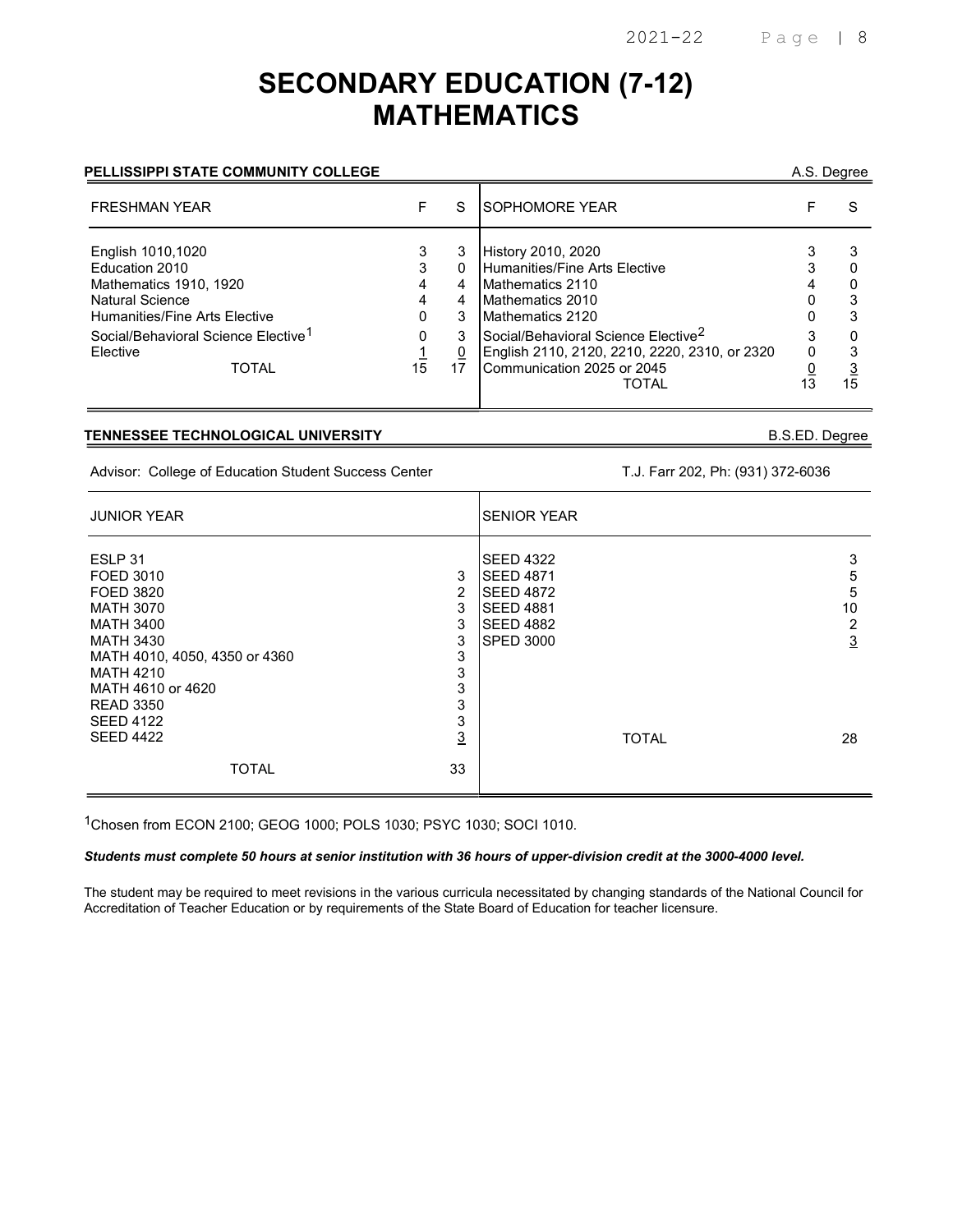# SECONDARY EDUCATION (7-12)
# MATHEMATICS

**PELLISSIPPI STATE COMMUNITY COLLEGE** — A.S. Degree

| FRESHMAN YEAR | F | S | SOPHOMORE YEAR | F | S |
|---|---|---|---|---|---|
| English 1010,1020 | 3 | 3 | History 2010, 2020 | 3 | 3 |
| Education 2010 | 3 | 0 | Humanities/Fine Arts Elective | 3 | 0 |
| Mathematics 1910, 1920 | 4 | 4 | Mathematics 2110 | 4 | 0 |
| Natural Science | 4 | 4 | Mathematics 2010 | 0 | 3 |
| Humanities/Fine Arts Elective | 0 | 3 | Mathematics 2120 | 0 | 3 |
| Social/Behavioral Science Elective[1] | 0 | 3 | Social/Behavioral Science Elective[2] | 3 | 0 |
| Elective | 1 | 0 | English 2110, 2120, 2210, 2220, 2310, or 2320 | 0 | 3 |
| TOTAL | 15 | 17 | Communication 2025 or 2045 | 0 | 3 |
| | | | TOTAL | 13 | 15 |

**TENNESSEE TECHNOLOGICAL UNIVERSITY** — B.S.ED. Degree

Advisor: College of Education Student Success Center — T.J. Farr 202, Ph: (931) 372-6036

| JUNIOR YEAR | | SENIOR YEAR | |
|---|---|---|---|
| ESLP 31 | | SEED 4322 | 3 |
| FOED 3010 | 3 | SEED 4871 | 5 |
| FOED 3820 | 2 | SEED 4872 | 5 |
| MATH 3070 | 3 | SEED 4881 | 10 |
| MATH 3400 | 3 | SEED 4882 | 2 |
| MATH 3430 | 3 | SPED 3000 | 3 |
| MATH 4010, 4050, 4350 or 4360 | 3 | | |
| MATH 4210 | 3 | | |
| MATH 4610 or 4620 | 3 | | |
| READ 3350 | 3 | | |
| SEED 4122 | 3 | | |
| SEED 4422 | 3 | TOTAL | 28 |
| TOTAL | 33 | | |

[1]Chosen from ECON 2100; GEOG 1000; POLS 1030; PSYC 1030; SOCI 1010.

***Students must complete 50 hours at senior institution with 36 hours of upper-division credit at the 3000-4000 level.***

The student may be required to meet revisions in the various curricula necessitated by changing standards of the National Council for Accreditation of Teacher Education or by requirements of the State Board of Education for teacher licensure.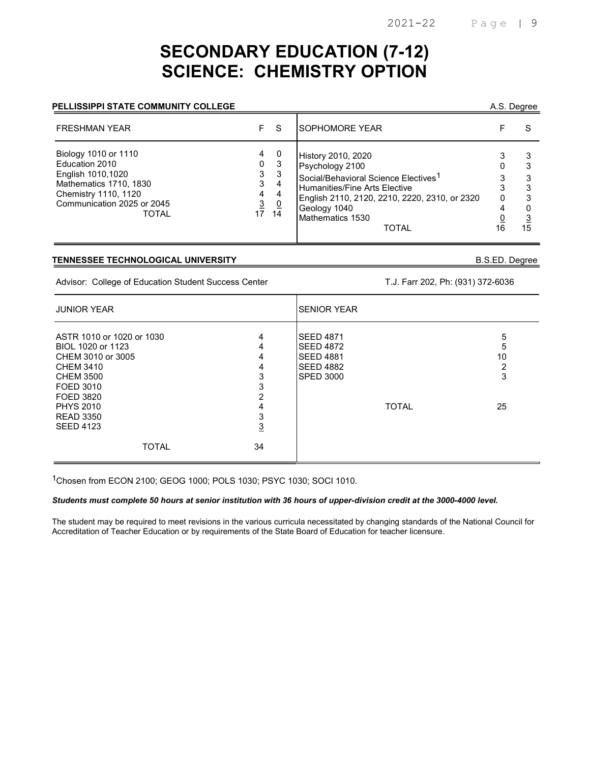# SECONDARY EDUCATION (7-12)
# SCIENCE: CHEMISTRY OPTION

**PELLISSIPPI STATE COMMUNITY COLLEGE** — A.S. Degree

| FRESHMAN YEAR | F | S | SOPHOMORE YEAR | F | S |
|---|---|---|---|---|---|
| Biology 1010 or 1110 | 4 | 0 | History 2010, 2020 | 3 | 3 |
| Education 2010 | 0 | 3 | Psychology 2100 | 0 | 3 |
| English 1010,1020 | 3 | 3 | Social/Behavioral Science Electives[1] | 3 | 3 |
| Mathematics 1710, 1830 | 3 | 4 | Humanities/Fine Arts Elective | 3 | 3 |
| Chemistry 1110, 1120 | 4 | 4 | English 2110, 2120, 2210, 2220, 2310, or 2320 | 0 | 3 |
| Communication 2025 or 2045 | 3 | 0 | Geology 1040 | 4 | 0 |
| | | | Mathematics 1530 | 0 | 3 |
| TOTAL | 17 | 14 | TOTAL | 16 | 15 |

**TENNESSEE TECHNOLOGICAL UNIVERSITY** — B.S.ED. Degree

Advisor: College of Education Student Success Center — T.J. Farr 202, Ph: (931) 372-6036

| JUNIOR YEAR | | SENIOR YEAR | |
|---|---|---|---|
| ASTR 1010 or 1020 or 1030 | 4 | SEED 4871 | 5 |
| BIOL 1020 or 1123 | 4 | SEED 4872 | 5 |
| CHEM 3010 or 3005 | 4 | SEED 4881 | 10 |
| CHEM 3410 | 4 | SEED 4882 | 2 |
| CHEM 3500 | 3 | SPED 3000 | 3 |
| FOED 3010 | 3 | | |
| FOED 3820 | 2 | | |
| PHYS 2010 | 4 | TOTAL | 25 |
| READ 3350 | 3 | | |
| SEED 4123 | 3 | | |
| TOTAL | 34 | | |

[1]Chosen from ECON 2100; GEOG 1000; POLS 1030; PSYC 1030; SOCI 1010.

***Students must complete 50 hours at senior institution with 36 hours of upper-division credit at the 3000-4000 level.***

The student may be required to meet revisions in the various curricula necessitated by changing standards of the National Council for Accreditation of Teacher Education or by requirements of the State Board of Education for teacher licensure.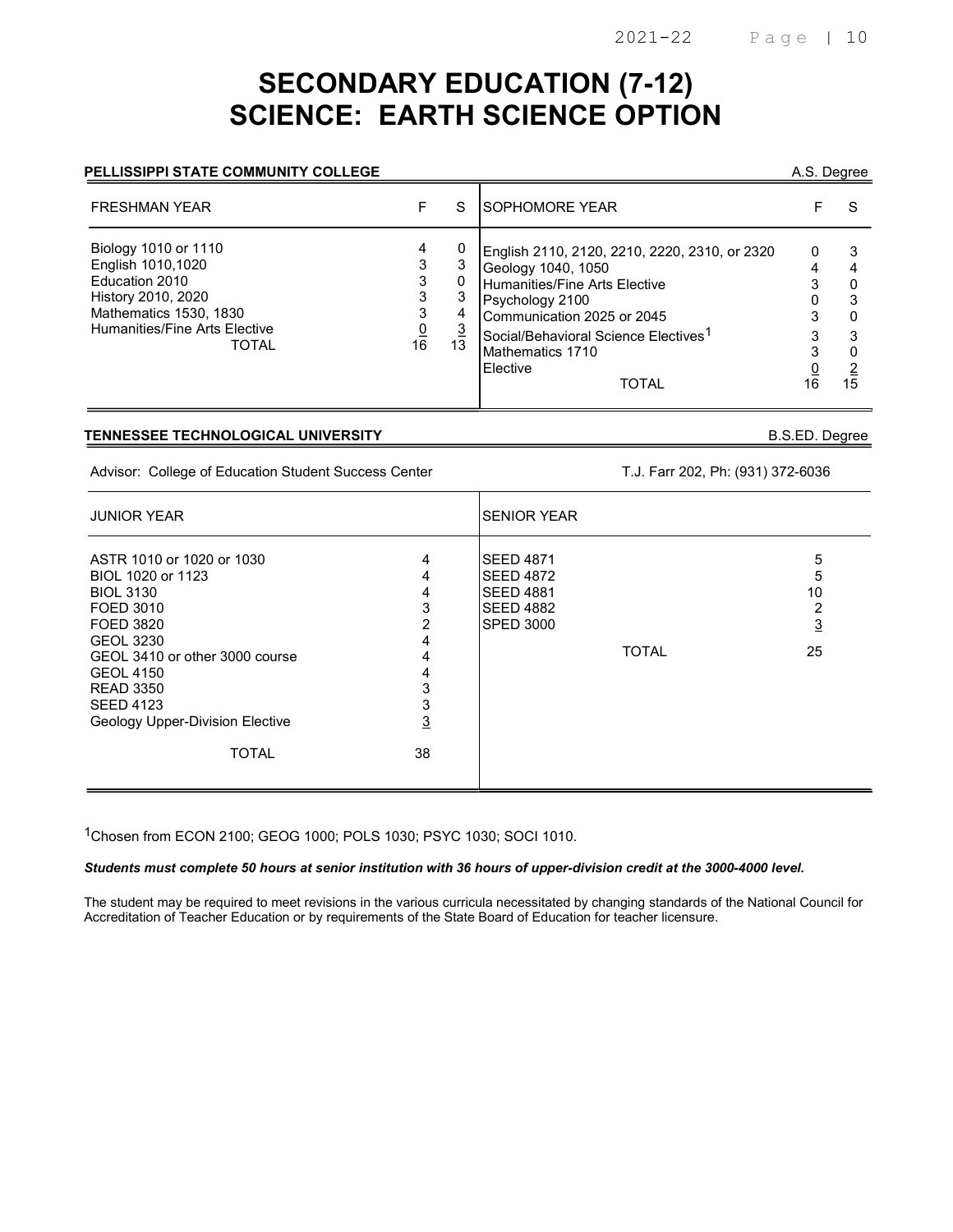# SECONDARY EDUCATION (7-12)
# SCIENCE: EARTH SCIENCE OPTION

**PELLISSIPPI STATE COMMUNITY COLLEGE** — A.S. Degree

| FRESHMAN YEAR | F | S |
|---|---|---|
| Biology 1010 or 1110 | 4 | 0 |
| English 1010,1020 | 3 | 3 |
| Education 2010 | 3 | 0 |
| History 2010, 2020 | 3 | 3 |
| Mathematics 1530, 1830 | 3 | 4 |
| Humanities/Fine Arts Elective | 0 | 3 |
| TOTAL | 16 | 13 |

| SOPHOMORE YEAR | F | S |
|---|---|---|
| English 2110, 2120, 2210, 2220, 2310, or 2320 | 0 | 3 |
| Geology 1040, 1050 | 4 | 4 |
| Humanities/Fine Arts Elective | 3 | 0 |
| Psychology 2100 | 0 | 3 |
| Communication 2025 or 2045 | 3 | 0 |
| Social/Behavioral Science Electives[1] | 3 | 3 |
| Mathematics 1710 | 3 | 0 |
| Elective | 0 | 2 |
| TOTAL | 16 | 15 |

**TENNESSEE TECHNOLOGICAL UNIVERSITY** — B.S.ED. Degree

Advisor: College of Education Student Success Center — T.J. Farr 202, Ph: (931) 372-6036

| JUNIOR YEAR | |
|---|---|
| ASTR 1010 or 1020 or 1030 | 4 |
| BIOL 1020 or 1123 | 4 |
| BIOL 3130 | 4 |
| FOED 3010 | 3 |
| FOED 3820 | 2 |
| GEOL 3230 | 4 |
| GEOL 3410 or other 3000 course | 4 |
| GEOL 4150 | 4 |
| READ 3350 | 3 |
| SEED 4123 | 3 |
| Geology Upper-Division Elective | 3 |
| TOTAL | 38 |

| SENIOR YEAR | |
|---|---|
| SEED 4871 | 5 |
| SEED 4872 | 5 |
| SEED 4881 | 10 |
| SEED 4882 | 2 |
| SPED 3000 | 3 |
| TOTAL | 25 |

[1]Chosen from ECON 2100; GEOG 1000; POLS 1030; PSYC 1030; SOCI 1010.

***Students must complete 50 hours at senior institution with 36 hours of upper-division credit at the 3000-4000 level.***

The student may be required to meet revisions in the various curricula necessitated by changing standards of the National Council for Accreditation of Teacher Education or by requirements of the State Board of Education for teacher licensure.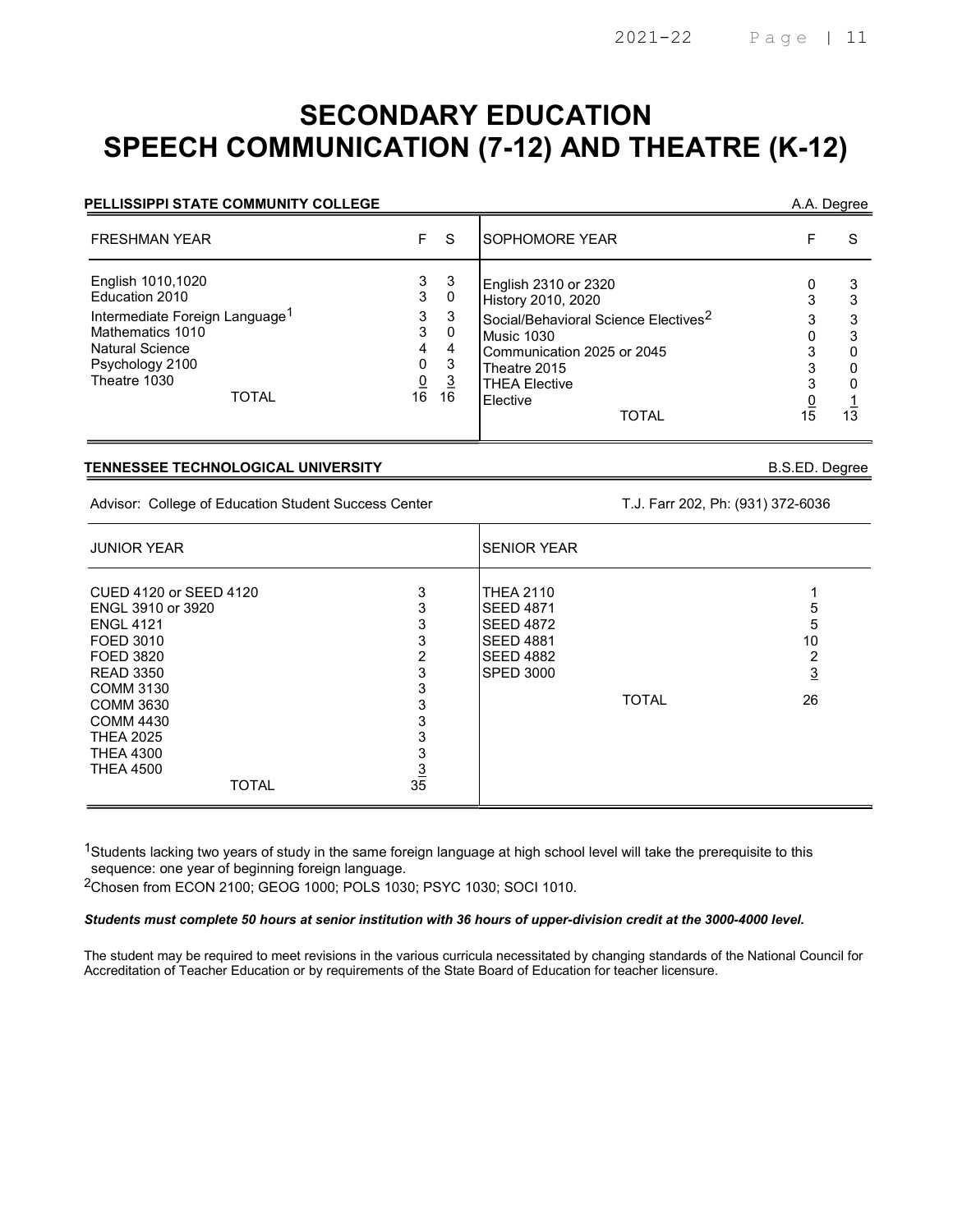# SECONDARY EDUCATION
# SPEECH COMMUNICATION (7-12) AND THEATRE (K-12)

**PELLISSIPPI STATE COMMUNITY COLLEGE** — A.A. Degree

| FRESHMAN YEAR | F | S | SOPHOMORE YEAR | F | S |
|---|---|---|---|---|---|
| English 1010,1020 | 3 | 3 | English 2310 or 2320 | 0 | 3 |
| Education 2010 | 3 | 0 | History 2010, 2020 | 3 | 3 |
| Intermediate Foreign Language[1] | 3 | 3 | Social/Behavioral Science Electives[2] | 3 | 3 |
| Mathematics 1010 | 3 | 0 | Music 1030 | 0 | 3 |
| Natural Science | 4 | 4 | Communication 2025 or 2045 | 3 | 0 |
| Psychology 2100 | 0 | 3 | Theatre 2015 | 3 | 0 |
| Theatre 1030 | 0 | 3 | THEA Elective | 3 | 0 |
| | | | Elective | 0 | 1 |
| TOTAL | 16 | 16 | TOTAL | 15 | 13 |

**TENNESSEE TECHNOLOGICAL UNIVERSITY** — B.S.ED. Degree

Advisor: College of Education Student Success Center — T.J. Farr 202, Ph: (931) 372-6036

| JUNIOR YEAR | | SENIOR YEAR | |
|---|---|---|---|
| CUED 4120 or SEED 4120 | 3 | THEA 2110 | 1 |
| ENGL 3910 or 3920 | 3 | SEED 4871 | 5 |
| ENGL 4121 | 3 | SEED 4872 | 5 |
| FOED 3010 | 3 | SEED 4881 | 10 |
| FOED 3820 | 2 | SEED 4882 | 2 |
| READ 3350 | 3 | SPED 3000 | 3 |
| COMM 3130 | 3 | TOTAL | 26 |
| COMM 3630 | 3 | | |
| COMM 4430 | 3 | | |
| THEA 2025 | 3 | | |
| THEA 4300 | 3 | | |
| THEA 4500 | 3 | | |
| TOTAL | 35 | | |

[1]Students lacking two years of study in the same foreign language at high school level will take the prerequisite to this sequence: one year of beginning foreign language.

[2]Chosen from ECON 2100; GEOG 1000; POLS 1030; PSYC 1030; SOCI 1010.

***Students must complete 50 hours at senior institution with 36 hours of upper-division credit at the 3000-4000 level.***

The student may be required to meet revisions in the various curricula necessitated by changing standards of the National Council for Accreditation of Teacher Education or by requirements of the State Board of Education for teacher licensure.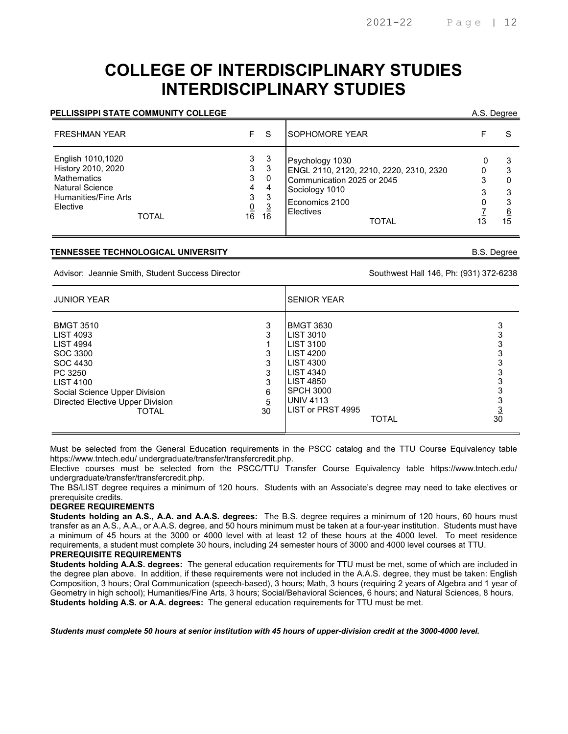# COLLEGE OF INTERDISCIPLINARY STUDIES
# INTERDISCIPLINARY STUDIES

**PELLISSIPPI STATE COMMUNITY COLLEGE** — A.S. Degree

| FRESHMAN YEAR | F | S | SOPHOMORE YEAR | F | S |
|---|---|---|---|---|---|
| English 1010,1020 | 3 | 3 | Psychology 1030 | 0 | 3 |
| History 2010, 2020 | 3 | 3 | ENGL 2110, 2120, 2210, 2220, 2310, 2320 | 0 | 3 |
| Mathematics | 3 | 0 | Communication 2025 or 2045 | 3 | 0 |
| Natural Science | 4 | 4 | Sociology 1010 | 3 | 3 |
| Humanities/Fine Arts | 3 | 3 | Economics 2100 | 0 | 3 |
| Elective | 0 | 3 | Electives | 7 | 6 |
| TOTAL | 16 | 16 | TOTAL | 13 | 15 |

**TENNESSEE TECHNOLOGICAL UNIVERSITY** — B.S. Degree

Advisor: Jeannie Smith, Student Success Director — Southwest Hall 146, Ph: (931) 372-6238

| JUNIOR YEAR | | SENIOR YEAR | |
|---|---|---|---|
| BMGT 3510 | 3 | BMGT 3630 | 3 |
| LIST 4093 | 3 | LIST 3010 | 3 |
| LIST 4994 | 1 | LIST 3100 | 3 |
| SOC 3300 | 3 | LIST 4200 | 3 |
| SOC 4430 | 3 | LIST 4300 | 3 |
| PC 3250 | 3 | LIST 4340 | 3 |
| LIST 4100 | 3 | LIST 4850 | 3 |
| Social Science Upper Division | 6 | SPCH 3000 | 3 |
| Directed Elective Upper Division | 5 | UNIV 4113 | 3 |
| TOTAL | 30 | LIST or PRST 4995 | 3 |
| | | TOTAL | 30 |

Must be selected from the General Education requirements in the PSCC catalog and the TTU Course Equivalency table https://www.tntech.edu/ undergraduate/transfer/transfercredit.php.

Elective courses must be selected from the PSCC/TTU Transfer Course Equivalency table https://www.tntech.edu/ undergraduate/transfer/transfercredit.php.

The BS/LIST degree requires a minimum of 120 hours. Students with an Associate's degree may need to take electives or prerequisite credits.

**DEGREE REQUIREMENTS**

**Students holding an A.S., A.A. and A.A.S. degrees:** The B.S. degree requires a minimum of 120 hours, 60 hours must transfer as an A.S., A.A., or A.A.S. degree, and 50 hours minimum must be taken at a four-year institution. Students must have a minimum of 45 hours at the 3000 or 4000 level with at least 12 of these hours at the 4000 level. To meet residence requirements, a student must complete 30 hours, including 24 semester hours of 3000 and 4000 level courses at TTU.

**PREREQUISITE REQUIREMENTS**

**Students holding A.A.S. degrees:** The general education requirements for TTU must be met, some of which are included in the degree plan above. In addition, if these requirements were not included in the A.A.S. degree, they must be taken: English Composition, 3 hours; Oral Communication (speech-based), 3 hours; Math, 3 hours (requiring 2 years of Algebra and 1 year of Geometry in high school); Humanities/Fine Arts, 3 hours; Social/Behavioral Sciences, 6 hours; and Natural Sciences, 8 hours.

**Students holding A.S. or A.A. degrees:** The general education requirements for TTU must be met.

***Students must complete 50 hours at senior institution with 45 hours of upper-division credit at the 3000-4000 level.***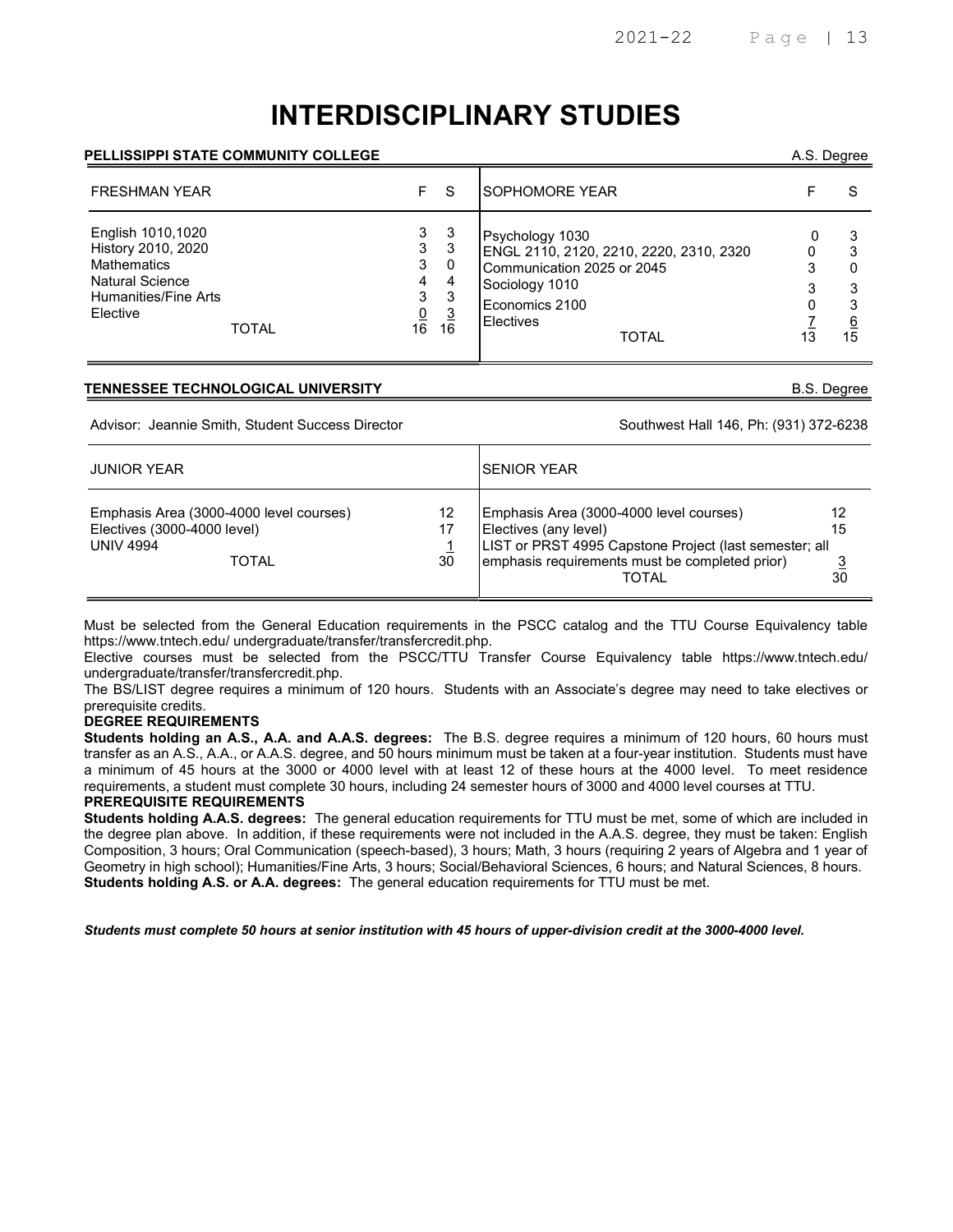# INTERDISCIPLINARY STUDIES

**PELLISSIPPI STATE COMMUNITY COLLEGE** — A.S. Degree

| FRESHMAN YEAR | F | S | SOPHOMORE YEAR | F | S |
|---|---|---|---|---|---|
| English 1010,1020 | 3 | 3 | Psychology 1030 | 0 | 3 |
| History 2010, 2020 | 3 | 3 | ENGL 2110, 2120, 2210, 2220, 2310, 2320 | 0 | 3 |
| Mathematics | 3 | 0 | Communication 2025 or 2045 | 3 | 0 |
| Natural Science | 4 | 4 | Sociology 1010 | 3 | 3 |
| Humanities/Fine Arts | 3 | 3 | Economics 2100 | 0 | 3 |
| Elective | 0 | 3 | Electives | 7 | 6 |
| TOTAL | 16 | 16 | TOTAL | 13 | 15 |

**TENNESSEE TECHNOLOGICAL UNIVERSITY** — B.S. Degree

Advisor: Jeannie Smith, Student Success Director — Southwest Hall 146, Ph: (931) 372-6238

| JUNIOR YEAR | | SENIOR YEAR | |
|---|---|---|---|
| Emphasis Area (3000-4000 level courses) | 12 | Emphasis Area (3000-4000 level courses) | 12 |
| Electives (3000-4000 level) | 17 | Electives (any level) | 15 |
| UNIV 4994 | 1 | LIST or PRST 4995 Capstone Project (last semester; all emphasis requirements must be completed prior) | 3 |
| TOTAL | 30 | TOTAL | 30 |

Must be selected from the General Education requirements in the PSCC catalog and the TTU Course Equivalency table https://www.tntech.edu/ undergraduate/transfer/transfercredit.php.

Elective courses must be selected from the PSCC/TTU Transfer Course Equivalency table https://www.tntech.edu/ undergraduate/transfer/transfercredit.php.

The BS/LIST degree requires a minimum of 120 hours. Students with an Associate's degree may need to take electives or prerequisite credits.

**DEGREE REQUIREMENTS**

**Students holding an A.S., A.A. and A.A.S. degrees:** The B.S. degree requires a minimum of 120 hours, 60 hours must transfer as an A.S., A.A., or A.A.S. degree, and 50 hours minimum must be taken at a four-year institution. Students must have a minimum of 45 hours at the 3000 or 4000 level with at least 12 of these hours at the 4000 level. To meet residence requirements, a student must complete 30 hours, including 24 semester hours of 3000 and 4000 level courses at TTU.

**PREREQUISITE REQUIREMENTS**

**Students holding A.A.S. degrees:** The general education requirements for TTU must be met, some of which are included in the degree plan above. In addition, if these requirements were not included in the A.A.S. degree, they must be taken: English Composition, 3 hours; Oral Communication (speech-based), 3 hours; Math, 3 hours (requiring 2 years of Algebra and 1 year of Geometry in high school); Humanities/Fine Arts, 3 hours; Social/Behavioral Sciences, 6 hours; and Natural Sciences, 8 hours.

**Students holding A.S. or A.A. degrees:** The general education requirements for TTU must be met.

***Students must complete 50 hours at senior institution with 45 hours of upper-division credit at the 3000-4000 level.***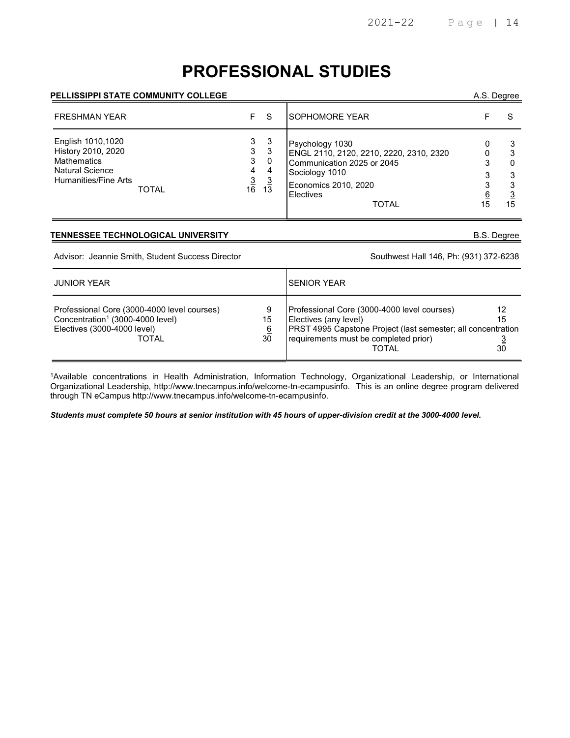# PROFESSIONAL STUDIES

**PELLISSIPPI STATE COMMUNITY COLLEGE** A.S. Degree

| FRESHMAN YEAR | F | S | SOPHOMORE YEAR | F | S |
|---|---|---|---|---|---|
| English 1010,1020 | 3 | 3 | Psychology 1030 | 0 | 3 |
| History 2010, 2020 | 3 | 3 | ENGL 2110, 2120, 2210, 2220, 2310, 2320 | 0 | 3 |
| Mathematics | 3 | 0 | Communication 2025 or 2045 | 3 | 0 |
| Natural Science | 4 | 4 | Sociology 1010 | 3 | 3 |
| Humanities/Fine Arts | 3 | 3 | Economics 2010, 2020 | 3 | 3 |
| TOTAL | 16 | 13 | Electives | 6 | 3 |
| | | | TOTAL | 15 | 15 |

**TENNESSEE TECHNOLOGICAL UNIVERSITY** B.S. Degree

Advisor: Jeannie Smith, Student Success Director — Southwest Hall 146, Ph: (931) 372-6238

| JUNIOR YEAR | | SENIOR YEAR | |
|---|---|---|---|
| Professional Core (3000-4000 level courses) | 9 | Professional Core (3000-4000 level courses) | 12 |
| Concentration[1] (3000-4000 level) | 15 | Electives (any level) | 15 |
| Electives (3000-4000 level) | 6 | PRST 4995 Capstone Project (last semester; all concentration requirements must be completed prior) | 3 |
| TOTAL | 30 | TOTAL | 30 |

[1]Available concentrations in Health Administration, Information Technology, Organizational Leadership, or International Organizational Leadership, http://www.tnecampus.info/welcome-tn-ecampusinfo. This is an online degree program delivered through TN eCampus http://www.tnecampus.info/welcome-tn-ecampusinfo.

***Students must complete 50 hours at senior institution with 45 hours of upper-division credit at the 3000-4000 level.***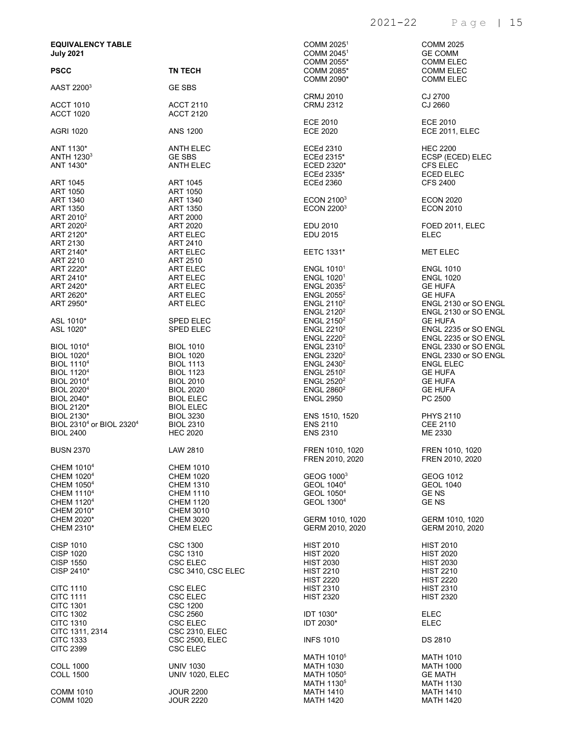**EQUIVALENCY TABLE**
**July 2021**

| PSCC | TN TECH |
|---|---|
| AAST 2200[3] | GE SBS |
| ACCT 1010 | ACCT 2110 |
| ACCT 1020 | ACCT 2120 |
| AGRI 1020 | ANS 1200 |
| ANT 1130* | ANTH ELEC |
| ANTH 1230[3] | GE SBS |
| ANT 1430* | ANTH ELEC |
| ART 1045 | ART 1045 |
| ART 1050 | ART 1050 |
| ART 1340 | ART 1340 |
| ART 1350 | ART 1350 |
| ART 2010[2] | ART 2000 |
| ART 2020[2] | ART 2020 |
| ART 2120* | ART ELEC |
| ART 2130 | ART 2410 |
| ART 2140* | ART ELEC |
| ART 2210 | ART 2510 |
| ART 2220* | ART ELEC |
| ART 2410* | ART ELEC |
| ART 2420* | ART ELEC |
| ART 2620* | ART ELEC |
| ART 2950* | ART ELEC |
| ASL 1010* | SPED ELEC |
| ASL 1020* | SPED ELEC |
| BIOL 1010[4] | BIOL 1010 |
| BIOL 1020[4] | BIOL 1020 |
| BIOL 1110[4] | BIOL 1113 |
| BIOL 1120[4] | BIOL 1123 |
| BIOL 2010[4] | BIOL 2010 |
| BIOL 2020[4] | BIOL 2020 |
| BIOL 2040* | BIOL ELEC |
| BIOL 2120* | BIOL ELEC |
| BIOL 2130* | BIOL 3230 |
| BIOL 2310[4] or BIOL 2320[4] | BIOL 2310 |
| BIOL 2400 | HEC 2020 |
| BUSN 2370 | LAW 2810 |
| CHEM 1010[4] | CHEM 1010 |
| CHEM 1020[4] | CHEM 1020 |
| CHEM 1050[4] | CHEM 1310 |
| CHEM 1110[4] | CHEM 1110 |
| CHEM 1120[4] | CHEM 1120 |
| CHEM 2010* | CHEM 3010 |
| CHEM 2020* | CHEM 3020 |
| CHEM 2310* | CHEM ELEC |
| CISP 1010 | CSC 1300 |
| CISP 1020 | CSC 1310 |
| CISP 1550 | CSC ELEC |
| CISP 2410* | CSC 3410, CSC ELEC |
| CITC 1110 | CSC ELEC |
| CITC 1111 | CSC ELEC |
| CITC 1301 | CSC 1200 |
| CITC 1302 | CSC 2560 |
| CITC 1310 | CSC ELEC |
| CITC 1311, 2314 | CSC 2310, ELEC |
| CITC 1333 | CSC 2500, ELEC |
| CITC 2399 | CSC ELEC |
| COLL 1000 | UNIV 1030 |
| COLL 1500 | UNIV 1020, ELEC |
| COMM 1010 | JOUR 2200 |
| COMM 1020 | JOUR 2220 |
| COMM 2025[1] | COMM 2025 |
| COMM 2045[1] | GE COMM |
| COMM 2055* | COMM ELEC |
| COMM 2085* | COMM ELEC |
| COMM 2090* | COMM ELEC |
| CRMJ 2010 | CJ 2700 |
| CRMJ 2312 | CJ 2660 |
| ECE 2010 | ECE 2010 |
| ECE 2020 | ECE 2011, ELEC |
| ECEd 2310 | HEC 2200 |
| ECEd 2315* | ECSP (ECED) ELEC |
| ECED 2320* | CFS ELEC |
| ECEd 2335* | ECED ELEC |
| ECEd 2360 | CFS 2400 |
| ECON 2100[3] | ECON 2020 |
| ECON 2200[3] | ECON 2010 |
| EDU 2010 | FOED 2011, ELEC |
| EDU 2015 | ELEC |
| EETC 1331* | MET ELEC |
| ENGL 1010[1] | ENGL 1010 |
| ENGL 1020[1] | ENGL 1020 |
| ENGL 2035[2] | GE HUFA |
| ENGL 2055[2] | GE HUFA |
| ENGL 2110[2] | ENGL 2130 or SO ENGL |
| ENGL 2120[2] | ENGL 2130 or SO ENGL |
| ENGL 2150[2] | GE HUFA |
| ENGL 2210[2] | ENGL 2235 or SO ENGL |
| ENGL 2220[2] | ENGL 2235 or SO ENGL |
| ENGL 2310[2] | ENGL 2330 or SO ENGL |
| ENGL 2320[2] | ENGL 2330 or SO ENGL |
| ENGL 2430[2] | ENGL ELEC |
| ENGL 2510[2] | GE HUFA |
| ENGL 2520[2] | GE HUFA |
| ENGL 2860[2] | GE HUFA |
| ENGL 2950 | PC 2500 |
| ENS 1510, 1520 | PHYS 2110 |
| ENS 2110 | CEE 2110 |
| ENS 2310 | ME 2330 |
| FREN 1010, 1020 | FREN 1010, 1020 |
| FREN 2010, 2020 | FREN 2010, 2020 |
| GEOG 1000[3] | GEOG 1012 |
| GEOL 1040[4] | GEOL 1040 |
| GEOL 1050[4] | GE NS |
| GEOL 1300[4] | GE NS |
| GERM 1010, 1020 | GERM 1010, 1020 |
| GERM 2010, 2020 | GERM 2010, 2020 |
| HIST 2010 | HIST 2010 |
| HIST 2020 | HIST 2020 |
| HIST 2030 | HIST 2030 |
| HIST 2210 | HIST 2210 |
| HIST 2220 | HIST 2220 |
| HIST 2310 | HIST 2310 |
| HIST 2320 | HIST 2320 |
| IDT 1030* | ELEC |
| IDT 2030* | ELEC |
| INFS 1010 | DS 2810 |
| MATH 1010[5] | MATH 1010 |
| MATH 1030 | MATH 1000 |
| MATH 1050[5] | GE MATH |
| MATH 1130[5] | MATH 1130 |
| MATH 1410 | MATH 1410 |
| MATH 1420 | MATH 1420 |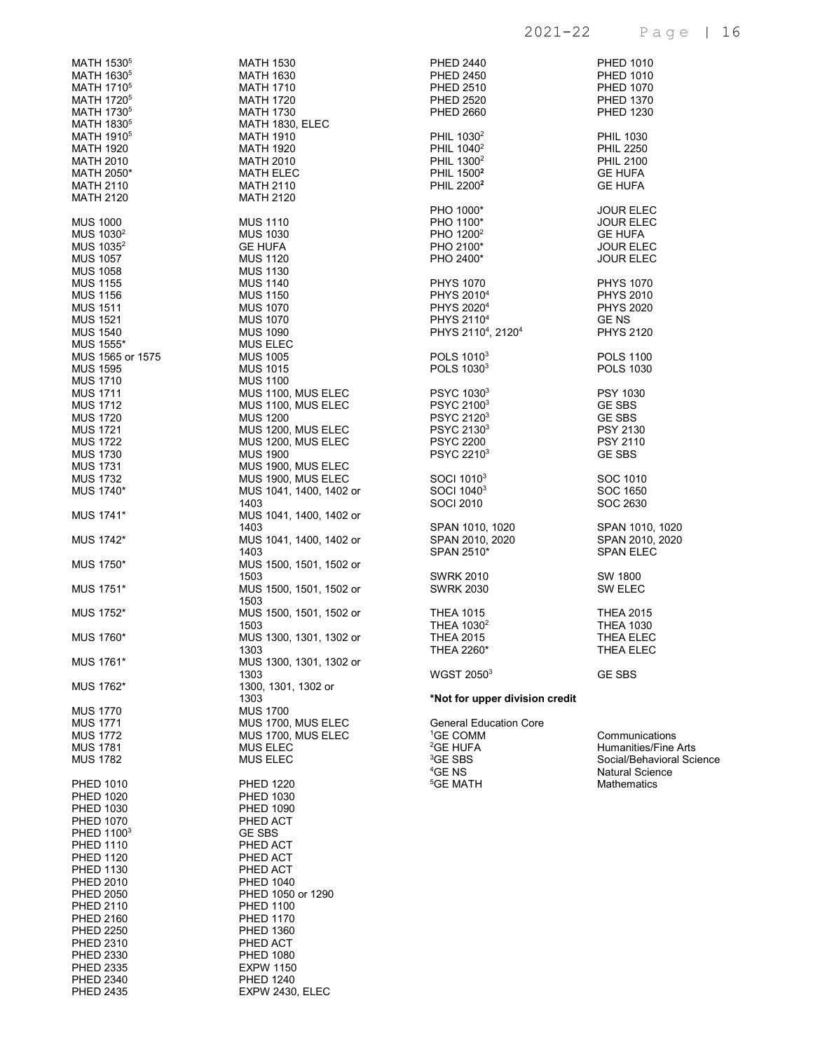| Course | Equivalent |
|---|---|
| MATH 1530[5] | MATH 1530 |
| MATH 1630[5] | MATH 1630 |
| MATH 1710[5] | MATH 1710 |
| MATH 1720[5] | MATH 1720 |
| MATH 1730[5] | MATH 1730 |
| MATH 1830[5] | MATH 1830, ELEC |
| MATH 1910[5] | MATH 1910 |
| MATH 1920 | MATH 1920 |
| MATH 2010 | MATH 2010 |
| MATH 2050* | MATH ELEC |
| MATH 2110 | MATH 2110 |
| MATH 2120 | MATH 2120 |
| | |
| MUS 1000 | MUS 1110 |
| MUS 1030[2] | MUS 1030 |
| MUS 1035[2] | GE HUFA |
| MUS 1057 | MUS 1120 |
| MUS 1058 | MUS 1130 |
| MUS 1155 | MUS 1140 |
| MUS 1156 | MUS 1150 |
| MUS 1511 | MUS 1070 |
| MUS 1521 | MUS 1070 |
| MUS 1540 | MUS 1090 |
| MUS 1555* | MUS ELEC |
| MUS 1565 or 1575 | MUS 1005 |
| MUS 1595 | MUS 1015 |
| MUS 1710 | MUS 1100 |
| MUS 1711 | MUS 1100, MUS ELEC |
| MUS 1712 | MUS 1100, MUS ELEC |
| MUS 1720 | MUS 1200 |
| MUS 1721 | MUS 1200, MUS ELEC |
| MUS 1722 | MUS 1200, MUS ELEC |
| MUS 1730 | MUS 1900 |
| MUS 1731 | MUS 1900, MUS ELEC |
| MUS 1732 | MUS 1900, MUS ELEC |
| MUS 1740* | MUS 1041, 1400, 1402 or 1403 |
| MUS 1741* | MUS 1041, 1400, 1402 or 1403 |
| MUS 1742* | MUS 1041, 1400, 1402 or 1403 |
| MUS 1750* | MUS 1500, 1501, 1502 or 1503 |
| MUS 1751* | MUS 1500, 1501, 1502 or 1503 |
| MUS 1752* | MUS 1500, 1501, 1502 or 1503 |
| MUS 1760* | MUS 1300, 1301, 1302 or 1303 |
| MUS 1761* | MUS 1300, 1301, 1302 or 1303 |
| MUS 1762* | 1300, 1301, 1302 or 1303 |
| MUS 1770 | MUS 1700 |
| MUS 1771 | MUS 1700, MUS ELEC |
| MUS 1772 | MUS 1700, MUS ELEC |
| MUS 1781 | MUS ELEC |
| MUS 1782 | MUS ELEC |
| | |
| PHED 1010 | PHED 1220 |
| PHED 1020 | PHED 1030 |
| PHED 1030 | PHED 1090 |
| PHED 1070 | PHED ACT |
| PHED 1100[3] | GE SBS |
| PHED 1110 | PHED ACT |
| PHED 1120 | PHED ACT |
| PHED 1130 | PHED ACT |
| PHED 2010 | PHED 1040 |
| PHED 2050 | PHED 1050 or 1290 |
| PHED 2110 | PHED 1100 |
| PHED 2160 | PHED 1170 |
| PHED 2250 | PHED 1360 |
| PHED 2310 | PHED ACT |
| PHED 2330 | PHED 1080 |
| PHED 2335 | EXPW 1150 |
| PHED 2340 | PHED 1240 |
| PHED 2435 | EXPW 2430, ELEC |
| PHED 2440 | PHED 1010 |
| PHED 2450 | PHED 1010 |
| PHED 2510 | PHED 1070 |
| PHED 2520 | PHED 1370 |
| PHED 2660 | PHED 1230 |
| | |
| PHIL 1030[2] | PHIL 1030 |
| PHIL 1040[2] | PHIL 2250 |
| PHIL 1300[2] | PHIL 2100 |
| PHIL 1500[2] | GE HUFA |
| PHIL 2200[2] | GE HUFA |
| | |
| PHO 1000* | JOUR ELEC |
| PHO 1100* | JOUR ELEC |
| PHO 1200[2] | GE HUFA |
| PHO 2100* | JOUR ELEC |
| PHO 2400* | JOUR ELEC |
| | |
| PHYS 1070 | PHYS 1070 |
| PHYS 2010[4] | PHYS 2010 |
| PHYS 2020[4] | PHYS 2020 |
| PHYS 2110[4] | GE NS |
| PHYS 2110[4], 2120[4] | PHYS 2120 |
| | |
| POLS 1010[3] | POLS 1100 |
| POLS 1030[3] | POLS 1030 |
| | |
| PSYC 1030[3] | PSY 1030 |
| PSYC 2100[3] | GE SBS |
| PSYC 2120[3] | GE SBS |
| PSYC 2130[3] | PSY 2130 |
| PSYC 2200 | PSY 2110 |
| PSYC 2210[3] | GE SBS |
| | |
| SOCI 1010[3] | SOC 1010 |
| SOCI 1040[3] | SOC 1650 |
| SOCI 2010 | SOC 2630 |
| | |
| SPAN 1010, 1020 | SPAN 1010, 1020 |
| SPAN 2010, 2020 | SPAN 2010, 2020 |
| SPAN 2510* | SPAN ELEC |
| | |
| SWRK 2010 | SW 1800 |
| SWRK 2030 | SW ELEC |
| | |
| THEA 1015 | THEA 2015 |
| THEA 1030[2] | THEA 1030 |
| THEA 2015 | THEA ELEC |
| THEA 2260* | THEA ELEC |
| | |
| WGST 2050[3] | GE SBS |

**\*Not for upper division credit**

General Education Core

| | |
|---|---|
| [1]GE COMM | Communications |
| [2]GE HUFA | Humanities/Fine Arts |
| [3]GE SBS | Social/Behavioral Science |
| [4]GE NS | Natural Science |
| [5]GE MATH | Mathematics |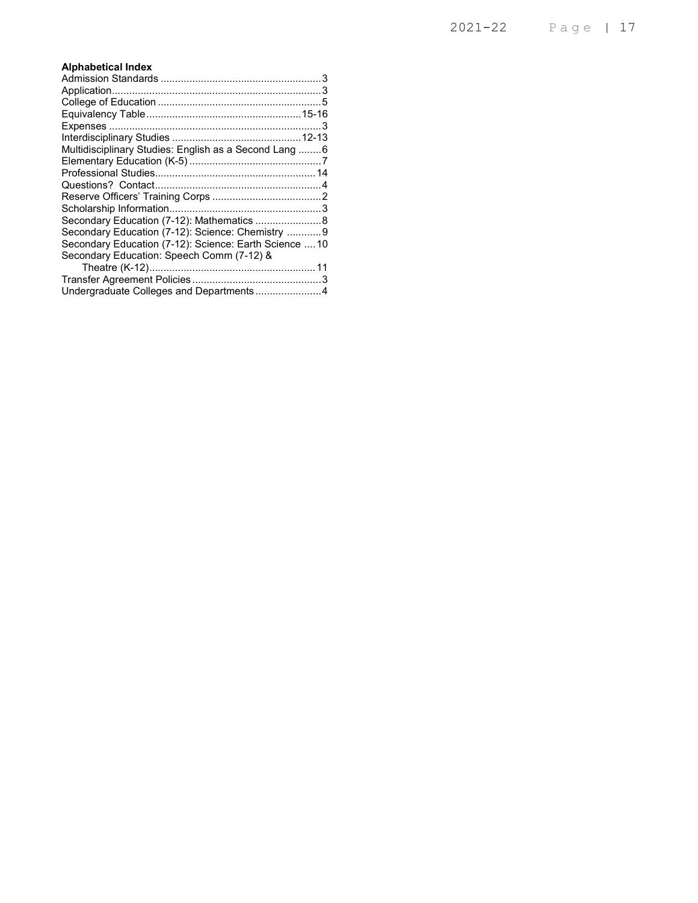**Alphabetical Index**

Admission Standards ........................................................3
Application........................................................................3
College of Education ........................................................5
Equivalency Table.....................................................15-16
Expenses .........................................................................3
Interdisciplinary Studies ............................................12-13
Multidisciplinary Studies: English as a Second Lang ........6
Elementary Education (K-5) .............................................7
Professional Studies........................................................14
Questions? Contact..........................................................4
Reserve Officers' Training Corps ......................................2
Scholarship Information....................................................3
Secondary Education (7-12): Mathematics .......................8
Secondary Education (7-12): Science: Chemistry ............9
Secondary Education (7-12): Science: Earth Science ....10
Secondary Education: Speech Comm (7-12) &
    Theatre (K-12)..........................................................11
Transfer Agreement Policies ............................................3
Undergraduate Colleges and Departments.......................4